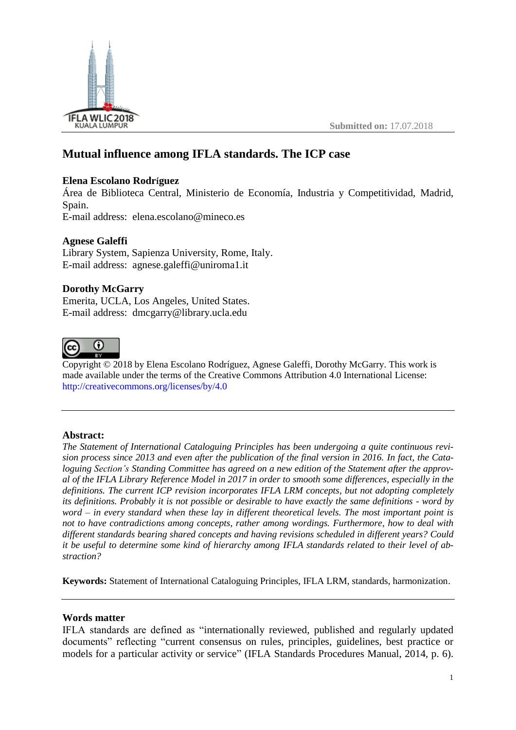Submitted on: 17.07.2018

# Mutual influence among IFLA standards. The ICP case

**Elena Escolano Rodríguez**
Área de Biblioteca Central, Ministerio de Economía, Industria y Competitividad, Madrid, Spain.
E-mail address: elena.escolano@mineco.es

**Agnese Galeffi**
Library System, Sapienza University, Rome, Italy.
E-mail address: agnese.galeffi@uniroma1.it

**Dorothy McGarry**
Emerita, UCLA, Los Angeles, United States.
E-mail address: dmcgarry@library.ucla.edu

Copyright © 2018 by Elena Escolano Rodríguez, Agnese Galeffi, Dorothy McGarry. This work is made available under the terms of the Creative Commons Attribution 4.0 International License: http://creativecommons.org/licenses/by/4.0

---

**Abstract:**

*The Statement of International Cataloguing Principles has been undergoing a quite continuous revision process since 2013 and even after the publication of the final version in 2016. In fact, the Cataloguing Section's Standing Committee has agreed on a new edition of the Statement after the approval of the IFLA Library Reference Model in 2017 in order to smooth some differences, especially in the definitions. The current ICP revision incorporates IFLA LRM concepts, but not adopting completely its definitions. Probably it is not possible or desirable to have exactly the same definitions - word by word – in every standard when these lay in different theoretical levels. The most important point is not to have contradictions among concepts, rather among wordings. Furthermore, how to deal with different standards bearing shared concepts and having revisions scheduled in different years? Could it be useful to determine some kind of hierarchy among IFLA standards related to their level of abstraction?*

**Keywords:** Statement of International Cataloguing Principles, IFLA LRM, standards, harmonization.

---

## Words matter

IFLA standards are defined as "internationally reviewed, published and regularly updated documents" reflecting "current consensus on rules, principles, guidelines, best practice or models for a particular activity or service" (IFLA Standards Procedures Manual, 2014, p. 6).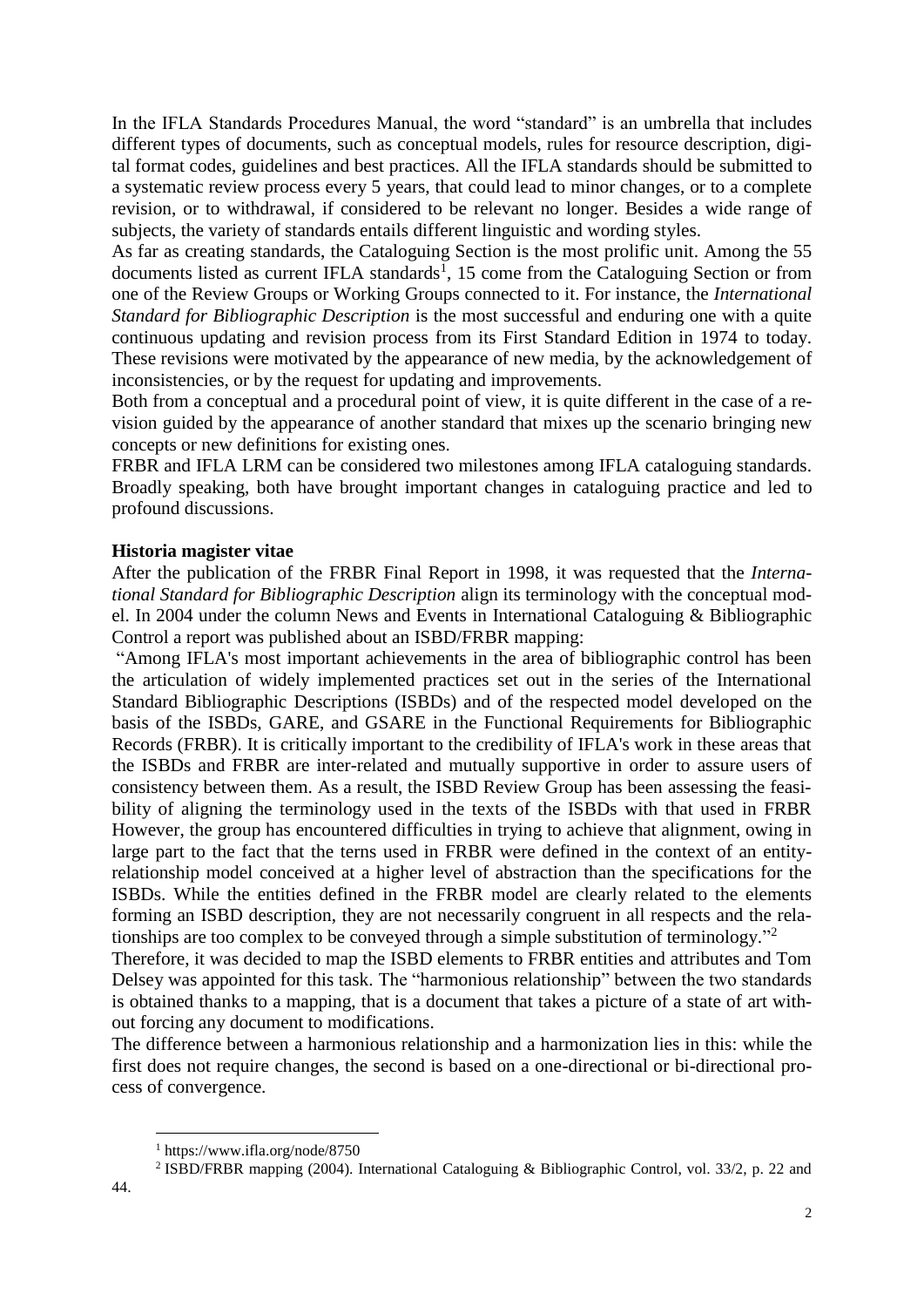In the IFLA Standards Procedures Manual, the word "standard" is an umbrella that includes different types of documents, such as conceptual models, rules for resource description, digital format codes, guidelines and best practices. All the IFLA standards should be submitted to a systematic review process every 5 years, that could lead to minor changes, or to a complete revision, or to withdrawal, if considered to be relevant no longer. Besides a wide range of subjects, the variety of standards entails different linguistic and wording styles.

As far as creating standards, the Cataloguing Section is the most prolific unit. Among the 55 documents listed as current IFLA standards[1], 15 come from the Cataloguing Section or from one of the Review Groups or Working Groups connected to it. For instance, the *International Standard for Bibliographic Description* is the most successful and enduring one with a quite continuous updating and revision process from its First Standard Edition in 1974 to today. These revisions were motivated by the appearance of new media, by the acknowledgement of inconsistencies, or by the request for updating and improvements.

Both from a conceptual and a procedural point of view, it is quite different in the case of a revision guided by the appearance of another standard that mixes up the scenario bringing new concepts or new definitions for existing ones.

FRBR and IFLA LRM can be considered two milestones among IFLA cataloguing standards. Broadly speaking, both have brought important changes in cataloguing practice and led to profound discussions.

**Historia magister vitae**

After the publication of the FRBR Final Report in 1998, it was requested that the *International Standard for Bibliographic Description* align its terminology with the conceptual model. In 2004 under the column News and Events in International Cataloguing & Bibliographic Control a report was published about an ISBD/FRBR mapping:

"Among IFLA's most important achievements in the area of bibliographic control has been the articulation of widely implemented practices set out in the series of the International Standard Bibliographic Descriptions (ISBDs) and of the respected model developed on the basis of the ISBDs, GARE, and GSARE in the Functional Requirements for Bibliographic Records (FRBR). It is critically important to the credibility of IFLA's work in these areas that the ISBDs and FRBR are inter-related and mutually supportive in order to assure users of consistency between them. As a result, the ISBD Review Group has been assessing the feasibility of aligning the terminology used in the texts of the ISBDs with that used in FRBR However, the group has encountered difficulties in trying to achieve that alignment, owing in large part to the fact that the terns used in FRBR were defined in the context of an entity-relationship model conceived at a higher level of abstraction than the specifications for the ISBDs. While the entities defined in the FRBR model are clearly related to the elements forming an ISBD description, they are not necessarily congruent in all respects and the relationships are too complex to be conveyed through a simple substitution of terminology."[2]

Therefore, it was decided to map the ISBD elements to FRBR entities and attributes and Tom Delsey was appointed for this task. The "harmonious relationship" between the two standards is obtained thanks to a mapping, that is a document that takes a picture of a state of art without forcing any document to modifications.

The difference between a harmonious relationship and a harmonization lies in this: while the first does not require changes, the second is based on a one-directional or bi-directional process of convergence.

[1] https://www.ifla.org/node/8750

[2] ISBD/FRBR mapping (2004). International Cataloguing & Bibliographic Control, vol. 33/2, p. 22 and 44.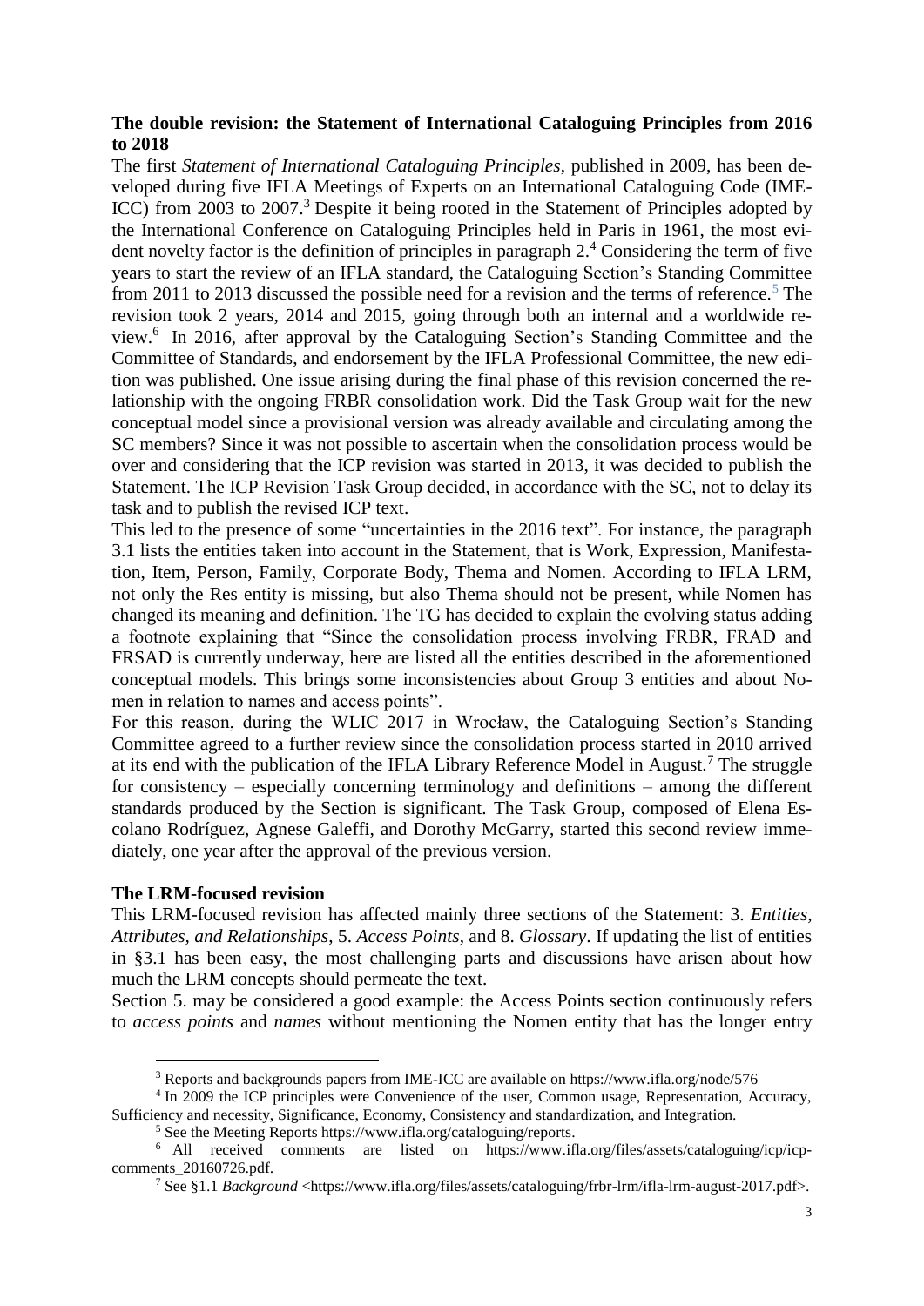**The double revision: the Statement of International Cataloguing Principles from 2016 to 2018**

The first *Statement of International Cataloguing Principles*, published in 2009, has been developed during five IFLA Meetings of Experts on an International Cataloguing Code (IME-ICC) from 2003 to 2007.[3] Despite it being rooted in the Statement of Principles adopted by the International Conference on Cataloguing Principles held in Paris in 1961, the most evident novelty factor is the definition of principles in paragraph 2.[4] Considering the term of five years to start the review of an IFLA standard, the Cataloguing Section's Standing Committee from 2011 to 2013 discussed the possible need for a revision and the terms of reference.[5] The revision took 2 years, 2014 and 2015, going through both an internal and a worldwide review.[6] In 2016, after approval by the Cataloguing Section's Standing Committee and the Committee of Standards, and endorsement by the IFLA Professional Committee, the new edition was published. One issue arising during the final phase of this revision concerned the relationship with the ongoing FRBR consolidation work. Did the Task Group wait for the new conceptual model since a provisional version was already available and circulating among the SC members? Since it was not possible to ascertain when the consolidation process would be over and considering that the ICP revision was started in 2013, it was decided to publish the Statement. The ICP Revision Task Group decided, in accordance with the SC, not to delay its task and to publish the revised ICP text.

This led to the presence of some "uncertainties in the 2016 text". For instance, the paragraph 3.1 lists the entities taken into account in the Statement, that is Work, Expression, Manifestation, Item, Person, Family, Corporate Body, Thema and Nomen. According to IFLA LRM, not only the Res entity is missing, but also Thema should not be present, while Nomen has changed its meaning and definition. The TG has decided to explain the evolving status adding a footnote explaining that "Since the consolidation process involving FRBR, FRAD and FRSAD is currently underway, here are listed all the entities described in the aforementioned conceptual models. This brings some inconsistencies about Group 3 entities and about Nomen in relation to names and access points".

For this reason, during the WLIC 2017 in Wrocław, the Cataloguing Section's Standing Committee agreed to a further review since the consolidation process started in 2010 arrived at its end with the publication of the IFLA Library Reference Model in August.[7] The struggle for consistency – especially concerning terminology and definitions – among the different standards produced by the Section is significant. The Task Group, composed of Elena Escolano Rodríguez, Agnese Galeffi, and Dorothy McGarry, started this second review immediately, one year after the approval of the previous version.

**The LRM-focused revision**

This LRM-focused revision has affected mainly three sections of the Statement: 3. *Entities, Attributes, and Relationships*, 5. *Access Points*, and 8. *Glossary*. If updating the list of entities in §3.1 has been easy, the most challenging parts and discussions have arisen about how much the LRM concepts should permeate the text.

Section 5. may be considered a good example: the Access Points section continuously refers to *access points* and *names* without mentioning the Nomen entity that has the longer entry

---

[3] Reports and backgrounds papers from IME-ICC are available on https://www.ifla.org/node/576

[4] In 2009 the ICP principles were Convenience of the user, Common usage, Representation, Accuracy, Sufficiency and necessity, Significance, Economy, Consistency and standardization, and Integration.

[5] See the Meeting Reports https://www.ifla.org/cataloguing/reports.

[6] All received comments are listed on https://www.ifla.org/files/assets/cataloguing/icp/icp-comments_20160726.pdf.

[7] See §1.1 *Background* <https://www.ifla.org/files/assets/cataloguing/frbr-lrm/ifla-lrm-august-2017.pdf>.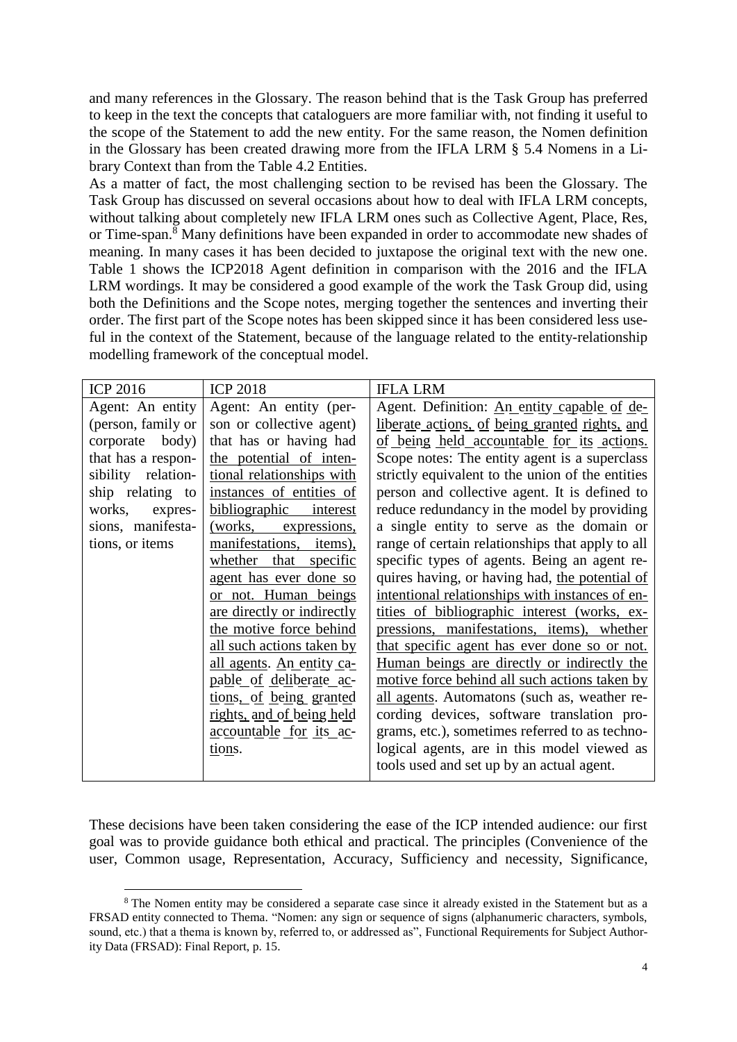and many references in the Glossary. The reason behind that is the Task Group has preferred to keep in the text the concepts that cataloguers are more familiar with, not finding it useful to the scope of the Statement to add the new entity. For the same reason, the Nomen definition in the Glossary has been created drawing more from the IFLA LRM § 5.4 Nomens in a Library Context than from the Table 4.2 Entities.

As a matter of fact, the most challenging section to be revised has been the Glossary. The Task Group has discussed on several occasions about how to deal with IFLA LRM concepts, without talking about completely new IFLA LRM ones such as Collective Agent, Place, Res, or Time-span.[8] Many definitions have been expanded in order to accommodate new shades of meaning. In many cases it has been decided to juxtapose the original text with the new one. Table 1 shows the ICP2018 Agent definition in comparison with the 2016 and the IFLA LRM wordings. It may be considered a good example of the work the Task Group did, using both the Definitions and the Scope notes, merging together the sentences and inverting their order. The first part of the Scope notes has been skipped since it has been considered less useful in the context of the Statement, because of the language related to the entity-relationship modelling framework of the conceptual model.

| ICP 2016 | ICP 2018 | IFLA LRM |
| --- | --- | --- |
| Agent: An entity (person, family or corporate body) that has a responsibility relationship relating to works, expressions, manifestations, or items | Agent: An entity (person or collective agent) that has or having had <u>the potential of intentional relationships with instances of entities of bibliographic interest (works, expressions, manifestations, items), whether that specific agent has ever done so or not. Human beings are directly or indirectly the motive force behind all such actions taken by all agents</u>. <u>An entity capable of deliberate actions, of being granted rights, and of being held accountable for its actions</u>. | Agent. Definition: <u>An entity capable of deliberate actions, of being granted rights, and of being held accountable for its actions.</u> Scope notes: The entity agent is a superclass strictly equivalent to the union of the entities person and collective agent. It is defined to reduce redundancy in the model by providing a single entity to serve as the domain or range of certain relationships that apply to all specific types of agents. Being an agent requires having, or having had, <u>the potential of intentional relationships with instances of entities of bibliographic interest (works, expressions, manifestations, items), whether that specific agent has ever done so or not. Human beings are directly or indirectly the motive force behind all such actions taken by all agents</u>. Automatons (such as, weather recording devices, software translation programs, etc.), sometimes referred to as technological agents, are in this model viewed as tools used and set up by an actual agent. |

These decisions have been taken considering the ease of the ICP intended audience: our first goal was to provide guidance both ethical and practical. The principles (Convenience of the user, Common usage, Representation, Accuracy, Sufficiency and necessity, Significance,

[8] The Nomen entity may be considered a separate case since it already existed in the Statement but as a FRSAD entity connected to Thema. "Nomen: any sign or sequence of signs (alphanumeric characters, symbols, sound, etc.) that a thema is known by, referred to, or addressed as", Functional Requirements for Subject Authority Data (FRSAD): Final Report, p. 15.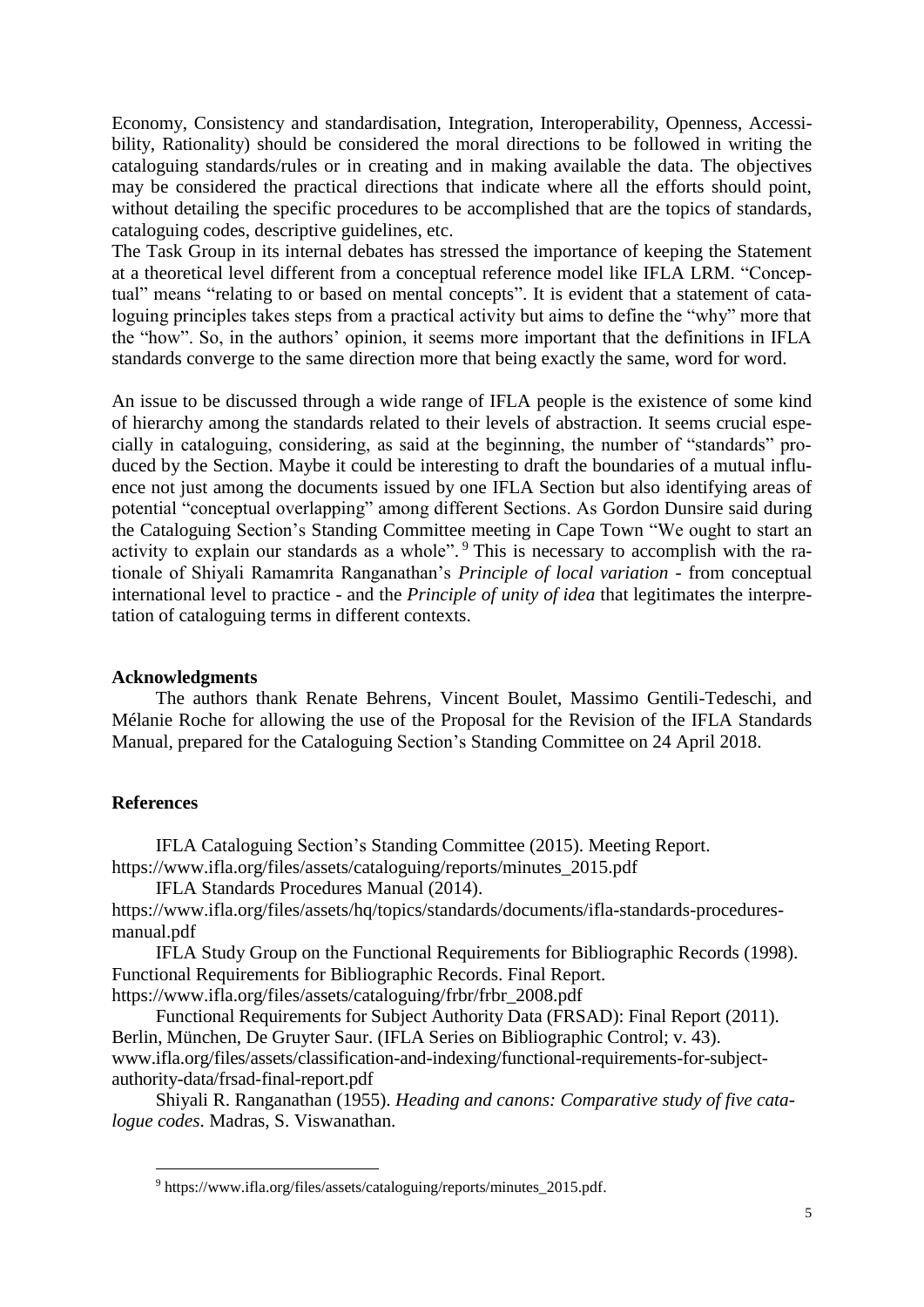Economy, Consistency and standardisation, Integration, Interoperability, Openness, Accessibility, Rationality) should be considered the moral directions to be followed in writing the cataloguing standards/rules or in creating and in making available the data. The objectives may be considered the practical directions that indicate where all the efforts should point, without detailing the specific procedures to be accomplished that are the topics of standards, cataloguing codes, descriptive guidelines, etc.
The Task Group in its internal debates has stressed the importance of keeping the Statement at a theoretical level different from a conceptual reference model like IFLA LRM. "Conceptual" means "relating to or based on mental concepts". It is evident that a statement of cataloguing principles takes steps from a practical activity but aims to define the "why" more that the "how". So, in the authors' opinion, it seems more important that the definitions in IFLA standards converge to the same direction more that being exactly the same, word for word.

An issue to be discussed through a wide range of IFLA people is the existence of some kind of hierarchy among the standards related to their levels of abstraction. It seems crucial especially in cataloguing, considering, as said at the beginning, the number of "standards" produced by the Section. Maybe it could be interesting to draft the boundaries of a mutual influence not just among the documents issued by one IFLA Section but also identifying areas of potential "conceptual overlapping" among different Sections. As Gordon Dunsire said during the Cataloguing Section's Standing Committee meeting in Cape Town "We ought to start an activity to explain our standards as a whole".[9] This is necessary to accomplish with the rationale of Shiyali Ramamrita Ranganathan's *Principle of local variation* - from conceptual international level to practice - and the *Principle of unity of idea* that legitimates the interpretation of cataloguing terms in different contexts.

**Acknowledgments**

The authors thank Renate Behrens, Vincent Boulet, Massimo Gentili-Tedeschi, and Mélanie Roche for allowing the use of the Proposal for the Revision of the IFLA Standards Manual, prepared for the Cataloguing Section's Standing Committee on 24 April 2018.

**References**

IFLA Cataloguing Section's Standing Committee (2015). Meeting Report. https://www.ifla.org/files/assets/cataloguing/reports/minutes_2015.pdf

IFLA Standards Procedures Manual (2014). https://www.ifla.org/files/assets/hq/topics/standards/documents/ifla-standards-procedures-manual.pdf

IFLA Study Group on the Functional Requirements for Bibliographic Records (1998). Functional Requirements for Bibliographic Records. Final Report. https://www.ifla.org/files/assets/cataloguing/frbr/frbr_2008.pdf

Functional Requirements for Subject Authority Data (FRSAD): Final Report (2011). Berlin, München, De Gruyter Saur. (IFLA Series on Bibliographic Control; v. 43). www.ifla.org/files/assets/classification-and-indexing/functional-requirements-for-subject-authority-data/frsad-final-report.pdf

Shiyali R. Ranganathan (1955). *Heading and canons: Comparative study of five catalogue codes*. Madras, S. Viswanathan.

[9] https://www.ifla.org/files/assets/cataloguing/reports/minutes_2015.pdf.